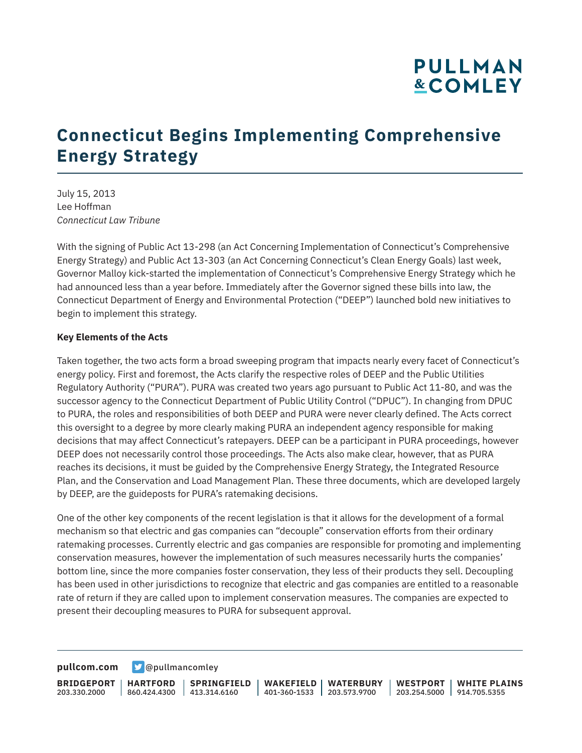# Connecticut Begins Implementing Comprehensive Energy Strategy

July 15, 2013
Lee Hoffman
*Connecticut Law Tribune*

With the signing of Public Act 13-298 (an Act Concerning Implementation of Connecticut's Comprehensive Energy Strategy) and Public Act 13-303 (an Act Concerning Connecticut's Clean Energy Goals) last week, Governor Malloy kick-started the implementation of Connecticut's Comprehensive Energy Strategy which he had announced less than a year before. Immediately after the Governor signed these bills into law, the Connecticut Department of Energy and Environmental Protection ("DEEP") launched bold new initiatives to begin to implement this strategy.

**Key Elements of the Acts**

Taken together, the two acts form a broad sweeping program that impacts nearly every facet of Connecticut's energy policy. First and foremost, the Acts clarify the respective roles of DEEP and the Public Utilities Regulatory Authority ("PURA"). PURA was created two years ago pursuant to Public Act 11-80, and was the successor agency to the Connecticut Department of Public Utility Control ("DPUC"). In changing from DPUC to PURA, the roles and responsibilities of both DEEP and PURA were never clearly defined. The Acts correct this oversight to a degree by more clearly making PURA an independent agency responsible for making decisions that may affect Connecticut's ratepayers. DEEP can be a participant in PURA proceedings, however DEEP does not necessarily control those proceedings. The Acts also make clear, however, that as PURA reaches its decisions, it must be guided by the Comprehensive Energy Strategy, the Integrated Resource Plan, and the Conservation and Load Management Plan. These three documents, which are developed largely by DEEP, are the guideposts for PURA's ratemaking decisions.

One of the other key components of the recent legislation is that it allows for the development of a formal mechanism so that electric and gas companies can "decouple" conservation efforts from their ordinary ratemaking processes. Currently electric and gas companies are responsible for promoting and implementing conservation measures, however the implementation of such measures necessarily hurts the companies' bottom line, since the more companies foster conservation, they less of their products they sell. Decoupling has been used in other jurisdictions to recognize that electric and gas companies are entitled to a reasonable rate of return if they are called upon to implement conservation measures. The companies are expected to present their decoupling measures to PURA for subsequent approval.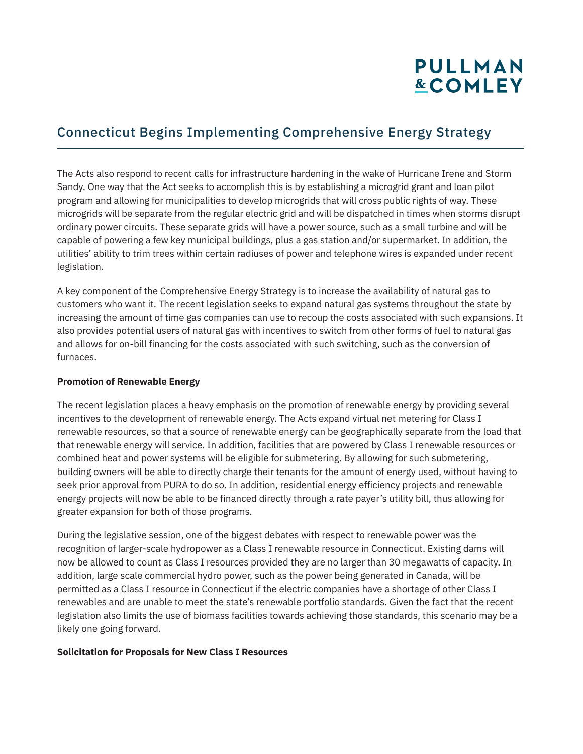The Acts also respond to recent calls for infrastructure hardening in the wake of Hurricane Irene and Storm Sandy. One way that the Act seeks to accomplish this is by establishing a microgrid grant and loan pilot program and allowing for municipalities to develop microgrids that will cross public rights of way. These microgrids will be separate from the regular electric grid and will be dispatched in times when storms disrupt ordinary power circuits. These separate grids will have a power source, such as a small turbine and will be capable of powering a few key municipal buildings, plus a gas station and/or supermarket. In addition, the utilities' ability to trim trees within certain radiuses of power and telephone wires is expanded under recent legislation.

A key component of the Comprehensive Energy Strategy is to increase the availability of natural gas to customers who want it. The recent legislation seeks to expand natural gas systems throughout the state by increasing the amount of time gas companies can use to recoup the costs associated with such expansions. It also provides potential users of natural gas with incentives to switch from other forms of fuel to natural gas and allows for on-bill financing for the costs associated with such switching, such as the conversion of furnaces.

**Promotion of Renewable Energy**

The recent legislation places a heavy emphasis on the promotion of renewable energy by providing several incentives to the development of renewable energy. The Acts expand virtual net metering for Class I renewable resources, so that a source of renewable energy can be geographically separate from the load that that renewable energy will service. In addition, facilities that are powered by Class I renewable resources or combined heat and power systems will be eligible for submetering. By allowing for such submetering, building owners will be able to directly charge their tenants for the amount of energy used, without having to seek prior approval from PURA to do so. In addition, residential energy efficiency projects and renewable energy projects will now be able to be financed directly through a rate payer's utility bill, thus allowing for greater expansion for both of those programs.

During the legislative session, one of the biggest debates with respect to renewable power was the recognition of larger-scale hydropower as a Class I renewable resource in Connecticut. Existing dams will now be allowed to count as Class I resources provided they are no larger than 30 megawatts of capacity. In addition, large scale commercial hydro power, such as the power being generated in Canada, will be permitted as a Class I resource in Connecticut if the electric companies have a shortage of other Class I renewables and are unable to meet the state's renewable portfolio standards. Given the fact that the recent legislation also limits the use of biomass facilities towards achieving those standards, this scenario may be a likely one going forward.

**Solicitation for Proposals for New Class I Resources**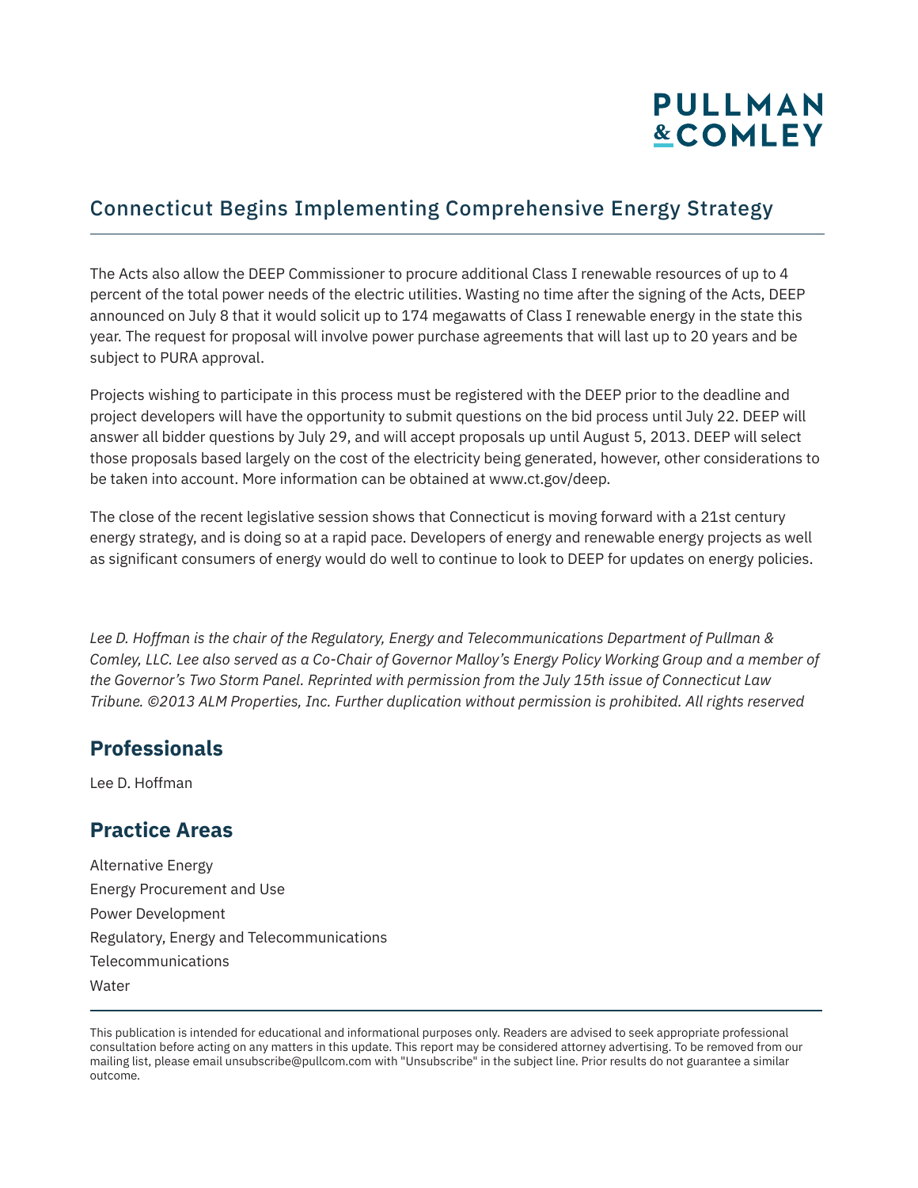# Connecticut Begins Implementing Comprehensive Energy Strategy

The Acts also allow the DEEP Commissioner to procure additional Class I renewable resources of up to 4 percent of the total power needs of the electric utilities. Wasting no time after the signing of the Acts, DEEP announced on July 8 that it would solicit up to 174 megawatts of Class I renewable energy in the state this year. The request for proposal will involve power purchase agreements that will last up to 20 years and be subject to PURA approval.

Projects wishing to participate in this process must be registered with the DEEP prior to the deadline and project developers will have the opportunity to submit questions on the bid process until July 22. DEEP will answer all bidder questions by July 29, and will accept proposals up until August 5, 2013. DEEP will select those proposals based largely on the cost of the electricity being generated, however, other considerations to be taken into account. More information can be obtained at www.ct.gov/deep.

The close of the recent legislative session shows that Connecticut is moving forward with a 21st century energy strategy, and is doing so at a rapid pace. Developers of energy and renewable energy projects as well as significant consumers of energy would do well to continue to look to DEEP for updates on energy policies.

*Lee D. Hoffman is the chair of the Regulatory, Energy and Telecommunications Department of Pullman & Comley, LLC. Lee also served as a Co-Chair of Governor Malloy's Energy Policy Working Group and a member of the Governor's Two Storm Panel. Reprinted with permission from the July 15th issue of Connecticut Law Tribune. ©2013 ALM Properties, Inc. Further duplication without permission is prohibited. All rights reserved*

## Professionals

Lee D. Hoffman

## Practice Areas

Alternative Energy
Energy Procurement and Use
Power Development
Regulatory, Energy and Telecommunications
Telecommunications
Water

This publication is intended for educational and informational purposes only. Readers are advised to seek appropriate professional consultation before acting on any matters in this update. This report may be considered attorney advertising. To be removed from our mailing list, please email unsubscribe@pullcom.com with "Unsubscribe" in the subject line. Prior results do not guarantee a similar outcome.